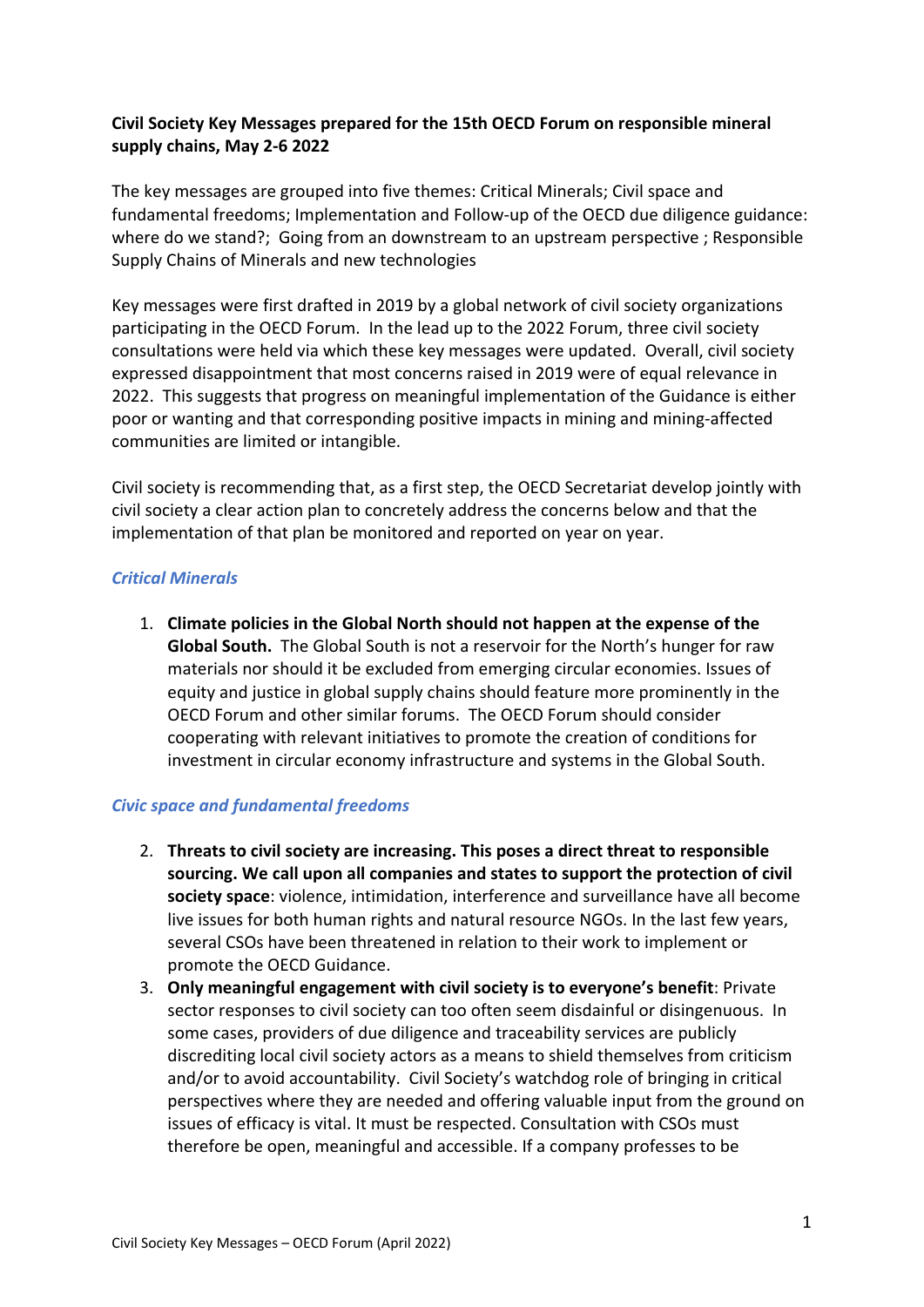**Civil Society Key Messages prepared for the 15th OECD Forum on responsible mineral supply chains, May 2-6 2022**

The key messages are grouped into five themes: Critical Minerals; Civil space and fundamental freedoms; Implementation and Follow-up of the OECD due diligence guidance: where do we stand?; Going from an downstream to an upstream perspective ; Responsible Supply Chains of Minerals and new technologies

Key messages were first drafted in 2019 by a global network of civil society organizations participating in the OECD Forum. In the lead up to the 2022 Forum, three civil society consultations were held via which these key messages were updated. Overall, civil society expressed disappointment that most concerns raised in 2019 were of equal relevance in 2022. This suggests that progress on meaningful implementation of the Guidance is either poor or wanting and that corresponding positive impacts in mining and mining-affected communities are limited or intangible.

Civil society is recommending that, as a first step, the OECD Secretariat develop jointly with civil society a clear action plan to concretely address the concerns below and that the implementation of that plan be monitored and reported on year on year.

### *Critical Minerals*

1. **Climate policies in the Global North should not happen at the expense of the Global South.** The Global South is not a reservoir for the North's hunger for raw materials nor should it be excluded from emerging circular economies. Issues of equity and justice in global supply chains should feature more prominently in the OECD Forum and other similar forums. The OECD Forum should consider cooperating with relevant initiatives to promote the creation of conditions for investment in circular economy infrastructure and systems in the Global South.

### *Civic space and fundamental freedoms*

2. **Threats to civil society are increasing. This poses a direct threat to responsible sourcing. We call upon all companies and states to support the protection of civil society space**: violence, intimidation, interference and surveillance have all become live issues for both human rights and natural resource NGOs. In the last few years, several CSOs have been threatened in relation to their work to implement or promote the OECD Guidance.
3. **Only meaningful engagement with civil society is to everyone's benefit**: Private sector responses to civil society can too often seem disdainful or disingenuous. In some cases, providers of due diligence and traceability services are publicly discrediting local civil society actors as a means to shield themselves from criticism and/or to avoid accountability. Civil Society's watchdog role of bringing in critical perspectives where they are needed and offering valuable input from the ground on issues of efficacy is vital. It must be respected. Consultation with CSOs must therefore be open, meaningful and accessible. If a company professes to be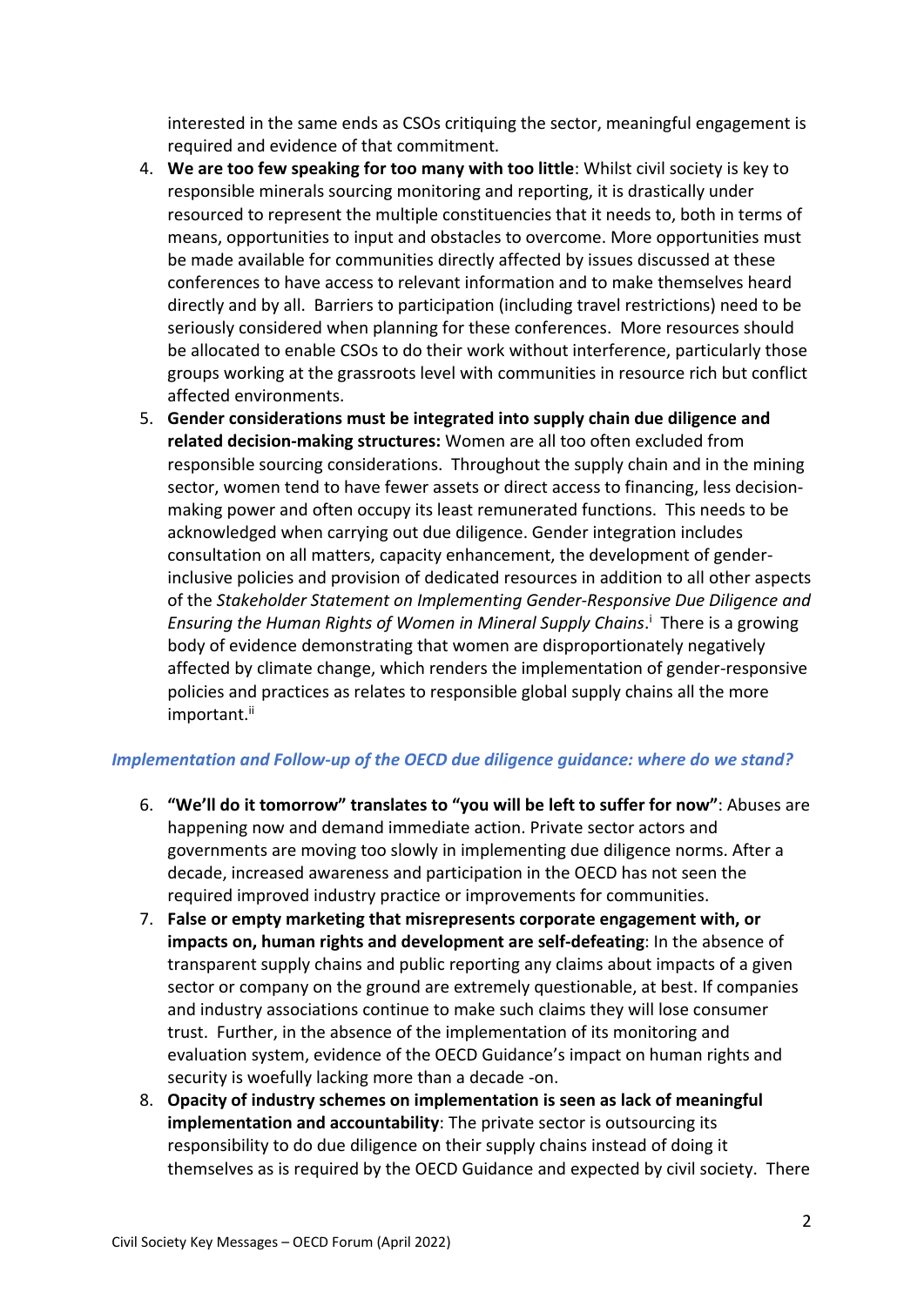interested in the same ends as CSOs critiquing the sector, meaningful engagement is required and evidence of that commitment.

4. **We are too few speaking for too many with too little**: Whilst civil society is key to responsible minerals sourcing monitoring and reporting, it is drastically under resourced to represent the multiple constituencies that it needs to, both in terms of means, opportunities to input and obstacles to overcome. More opportunities must be made available for communities directly affected by issues discussed at these conferences to have access to relevant information and to make themselves heard directly and by all. Barriers to participation (including travel restrictions) need to be seriously considered when planning for these conferences. More resources should be allocated to enable CSOs to do their work without interference, particularly those groups working at the grassroots level with communities in resource rich but conflict affected environments.
5. **Gender considerations must be integrated into supply chain due diligence and related decision-making structures:** Women are all too often excluded from responsible sourcing considerations. Throughout the supply chain and in the mining sector, women tend to have fewer assets or direct access to financing, less decision-making power and often occupy its least remunerated functions. This needs to be acknowledged when carrying out due diligence. Gender integration includes consultation on all matters, capacity enhancement, the development of gender-inclusive policies and provision of dedicated resources in addition to all other aspects of the *Stakeholder Statement on Implementing Gender-Responsive Due Diligence and Ensuring the Human Rights of Women in Mineral Supply Chains*.[i] There is a growing body of evidence demonstrating that women are disproportionately negatively affected by climate change, which renders the implementation of gender-responsive policies and practices as relates to responsible global supply chains all the more important.[ii]

### *Implementation and Follow-up of the OECD due diligence guidance: where do we stand?*

6. **"We'll do it tomorrow" translates to "you will be left to suffer for now"**: Abuses are happening now and demand immediate action. Private sector actors and governments are moving too slowly in implementing due diligence norms. After a decade, increased awareness and participation in the OECD has not seen the required improved industry practice or improvements for communities.
7. **False or empty marketing that misrepresents corporate engagement with, or impacts on, human rights and development are self-defeating**: In the absence of transparent supply chains and public reporting any claims about impacts of a given sector or company on the ground are extremely questionable, at best. If companies and industry associations continue to make such claims they will lose consumer trust. Further, in the absence of the implementation of its monitoring and evaluation system, evidence of the OECD Guidance's impact on human rights and security is woefully lacking more than a decade -on.
8. **Opacity of industry schemes on implementation is seen as lack of meaningful implementation and accountability**: The private sector is outsourcing its responsibility to do due diligence on their supply chains instead of doing it themselves as is required by the OECD Guidance and expected by civil society. There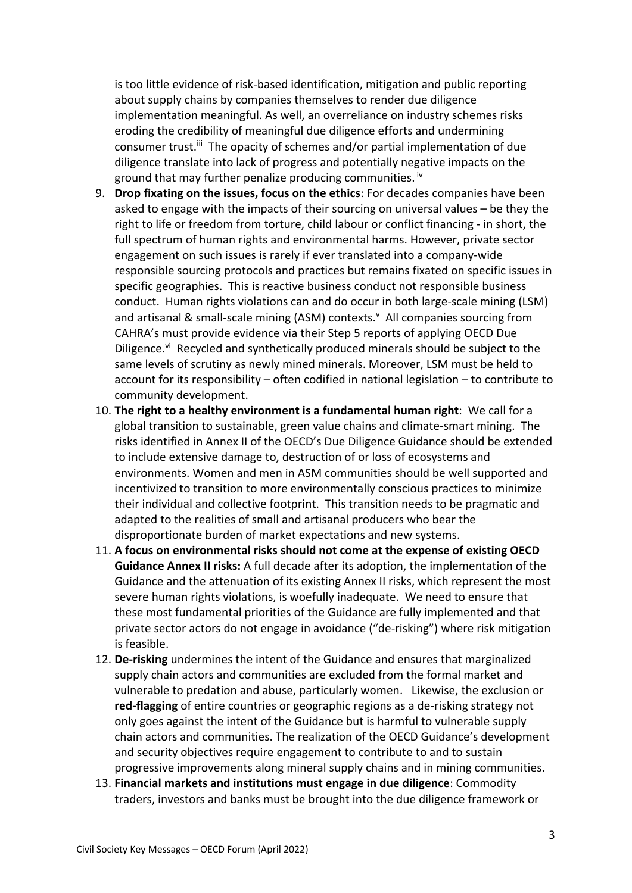is too little evidence of risk-based identification, mitigation and public reporting about supply chains by companies themselves to render due diligence implementation meaningful. As well, an overreliance on industry schemes risks eroding the credibility of meaningful due diligence efforts and undermining consumer trust.[iii] The opacity of schemes and/or partial implementation of due diligence translate into lack of progress and potentially negative impacts on the ground that may further penalize producing communities.[iv]

9. **Drop fixating on the issues, focus on the ethics**: For decades companies have been asked to engage with the impacts of their sourcing on universal values – be they the right to life or freedom from torture, child labour or conflict financing - in short, the full spectrum of human rights and environmental harms. However, private sector engagement on such issues is rarely if ever translated into a company-wide responsible sourcing protocols and practices but remains fixated on specific issues in specific geographies. This is reactive business conduct not responsible business conduct. Human rights violations can and do occur in both large-scale mining (LSM) and artisanal & small-scale mining (ASM) contexts.[v] All companies sourcing from CAHRA's must provide evidence via their Step 5 reports of applying OECD Due Diligence.[vi] Recycled and synthetically produced minerals should be subject to the same levels of scrutiny as newly mined minerals. Moreover, LSM must be held to account for its responsibility – often codified in national legislation – to contribute to community development.
10. **The right to a healthy environment is a fundamental human right**: We call for a global transition to sustainable, green value chains and climate-smart mining. The risks identified in Annex II of the OECD's Due Diligence Guidance should be extended to include extensive damage to, destruction of or loss of ecosystems and environments. Women and men in ASM communities should be well supported and incentivized to transition to more environmentally conscious practices to minimize their individual and collective footprint. This transition needs to be pragmatic and adapted to the realities of small and artisanal producers who bear the disproportionate burden of market expectations and new systems.
11. **A focus on environmental risks should not come at the expense of existing OECD Guidance Annex II risks:** A full decade after its adoption, the implementation of the Guidance and the attenuation of its existing Annex II risks, which represent the most severe human rights violations, is woefully inadequate. We need to ensure that these most fundamental priorities of the Guidance are fully implemented and that private sector actors do not engage in avoidance ("de-risking") where risk mitigation is feasible.
12. **De-risking** undermines the intent of the Guidance and ensures that marginalized supply chain actors and communities are excluded from the formal market and vulnerable to predation and abuse, particularly women. Likewise, the exclusion or **red-flagging** of entire countries or geographic regions as a de-risking strategy not only goes against the intent of the Guidance but is harmful to vulnerable supply chain actors and communities. The realization of the OECD Guidance's development and security objectives require engagement to contribute to and to sustain progressive improvements along mineral supply chains and in mining communities.
13. **Financial markets and institutions must engage in due diligence**: Commodity traders, investors and banks must be brought into the due diligence framework or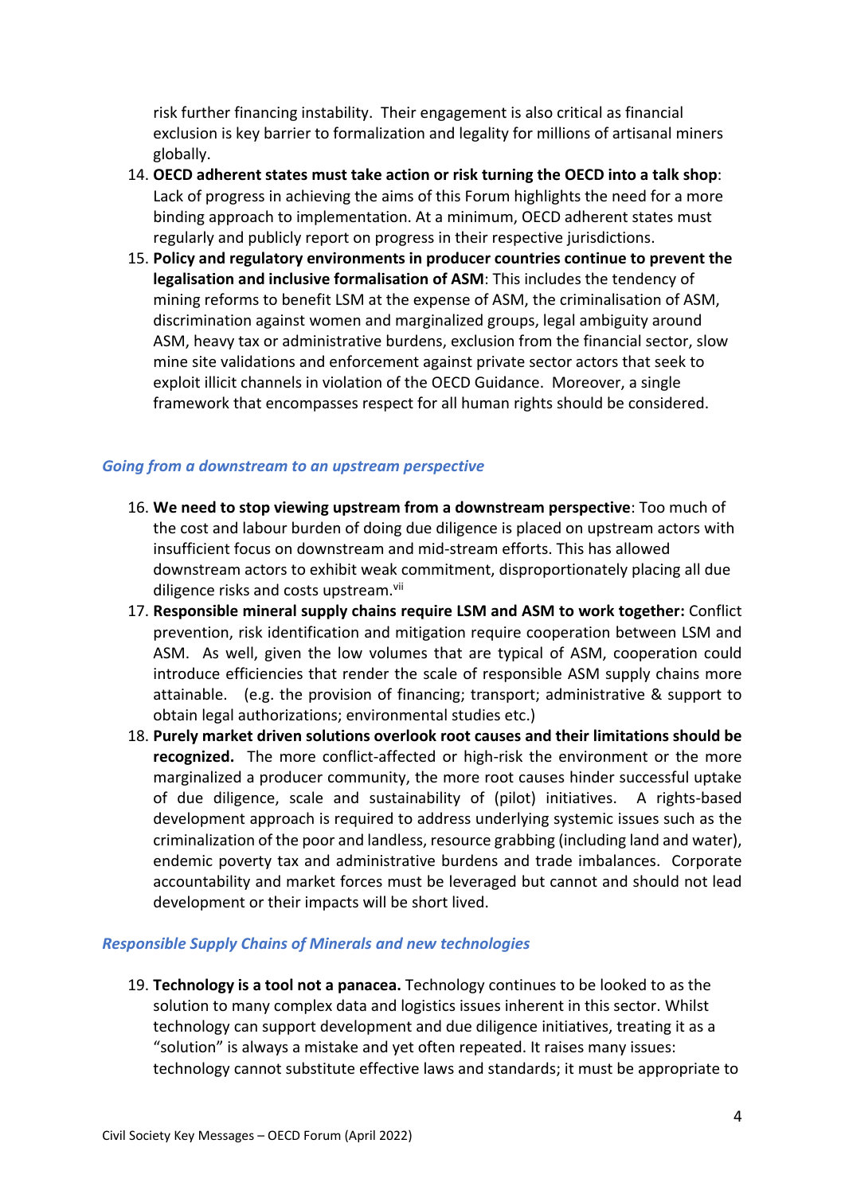risk further financing instability. Their engagement is also critical as financial exclusion is key barrier to formalization and legality for millions of artisanal miners globally.

14. **OECD adherent states must take action or risk turning the OECD into a talk shop**: Lack of progress in achieving the aims of this Forum highlights the need for a more binding approach to implementation. At a minimum, OECD adherent states must regularly and publicly report on progress in their respective jurisdictions.
15. **Policy and regulatory environments in producer countries continue to prevent the legalisation and inclusive formalisation of ASM**: This includes the tendency of mining reforms to benefit LSM at the expense of ASM, the criminalisation of ASM, discrimination against women and marginalized groups, legal ambiguity around ASM, heavy tax or administrative burdens, exclusion from the financial sector, slow mine site validations and enforcement against private sector actors that seek to exploit illicit channels in violation of the OECD Guidance. Moreover, a single framework that encompasses respect for all human rights should be considered.

### *Going from a downstream to an upstream perspective*

16. **We need to stop viewing upstream from a downstream perspective**: Too much of the cost and labour burden of doing due diligence is placed on upstream actors with insufficient focus on downstream and mid-stream efforts. This has allowed downstream actors to exhibit weak commitment, disproportionately placing all due diligence risks and costs upstream.[vii]
17. **Responsible mineral supply chains require LSM and ASM to work together:** Conflict prevention, risk identification and mitigation require cooperation between LSM and ASM. As well, given the low volumes that are typical of ASM, cooperation could introduce efficiencies that render the scale of responsible ASM supply chains more attainable. (e.g. the provision of financing; transport; administrative & support to obtain legal authorizations; environmental studies etc.)
18. **Purely market driven solutions overlook root causes and their limitations should be recognized.** The more conflict-affected or high-risk the environment or the more marginalized a producer community, the more root causes hinder successful uptake of due diligence, scale and sustainability of (pilot) initiatives. A rights-based development approach is required to address underlying systemic issues such as the criminalization of the poor and landless, resource grabbing (including land and water), endemic poverty tax and administrative burdens and trade imbalances. Corporate accountability and market forces must be leveraged but cannot and should not lead development or their impacts will be short lived.

### *Responsible Supply Chains of Minerals and new technologies*

19. **Technology is a tool not a panacea.** Technology continues to be looked to as the solution to many complex data and logistics issues inherent in this sector. Whilst technology can support development and due diligence initiatives, treating it as a "solution" is always a mistake and yet often repeated. It raises many issues: technology cannot substitute effective laws and standards; it must be appropriate to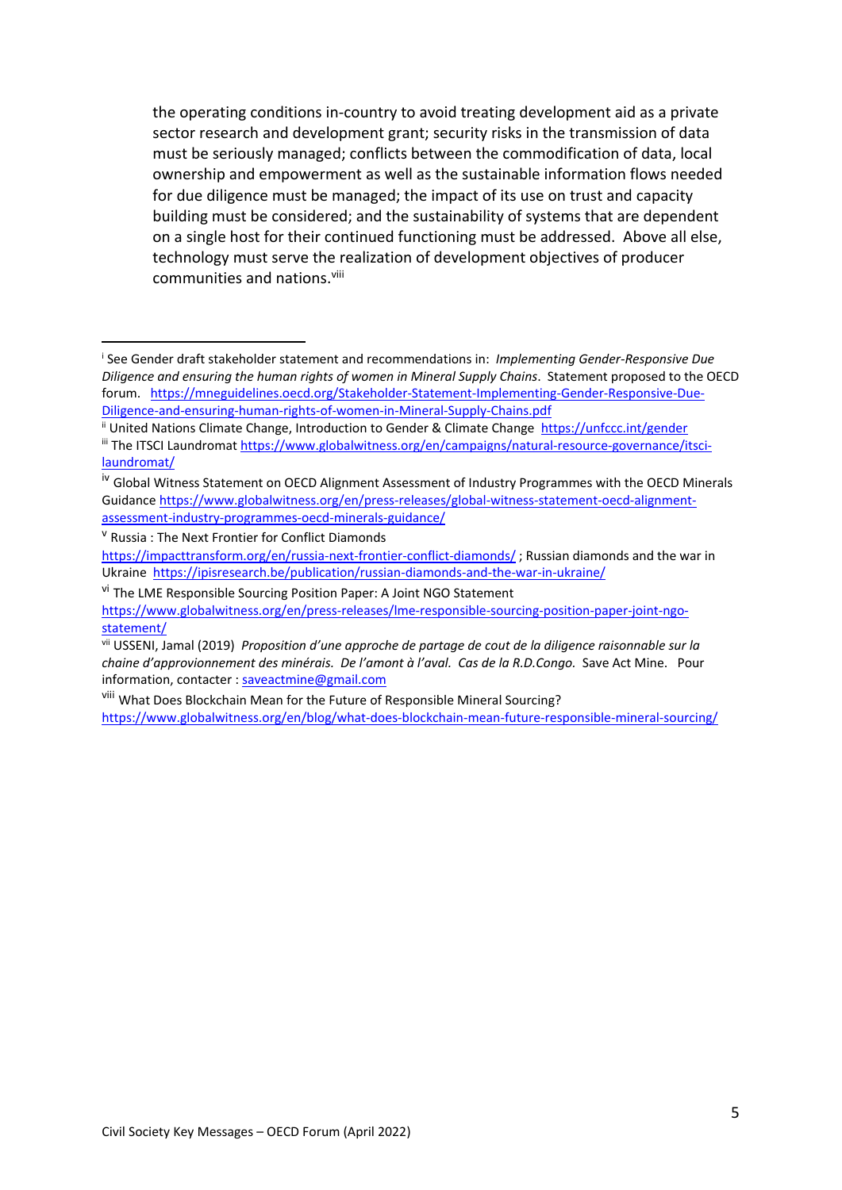the operating conditions in-country to avoid treating development aid as a private sector research and development grant; security risks in the transmission of data must be seriously managed; conflicts between the commodification of data, local ownership and empowerment as well as the sustainable information flows needed for due diligence must be managed; the impact of its use on trust and capacity building must be considered; and the sustainability of systems that are dependent on a single host for their continued functioning must be addressed. Above all else, technology must serve the realization of development objectives of producer communities and nations.[viii]

---

[i] See Gender draft stakeholder statement and recommendations in: *Implementing Gender-Responsive Due Diligence and ensuring the human rights of women in Mineral Supply Chains*. Statement proposed to the OECD forum. https://mneguidelines.oecd.org/Stakeholder-Statement-Implementing-Gender-Responsive-Due-Diligence-and-ensuring-human-rights-of-women-in-Mineral-Supply-Chains.pdf

[ii] United Nations Climate Change, Introduction to Gender & Climate Change https://unfccc.int/gender

[iii] The ITSCI Laundromat https://www.globalwitness.org/en/campaigns/natural-resource-governance/itsci-laundromat/

[iv] Global Witness Statement on OECD Alignment Assessment of Industry Programmes with the OECD Minerals Guidance https://www.globalwitness.org/en/press-releases/global-witness-statement-oecd-alignment-assessment-industry-programmes-oecd-minerals-guidance/

[v] Russia : The Next Frontier for Conflict Diamonds https://impacttransform.org/en/russia-next-frontier-conflict-diamonds/ ; Russian diamonds and the war in Ukraine https://ipisresearch.be/publication/russian-diamonds-and-the-war-in-ukraine/

[vi] The LME Responsible Sourcing Position Paper: A Joint NGO Statement https://www.globalwitness.org/en/press-releases/lme-responsible-sourcing-position-paper-joint-ngo-statement/

[vii] USSENI, Jamal (2019) *Proposition d'une approche de partage de cout de la diligence raisonnable sur la chaine d'approvionnement des minérais. De l'amont à l'aval. Cas de la R.D.Congo.* Save Act Mine. Pour information, contacter : saveactmine@gmail.com

[viii] What Does Blockchain Mean for the Future of Responsible Mineral Sourcing? https://www.globalwitness.org/en/blog/what-does-blockchain-mean-future-responsible-mineral-sourcing/